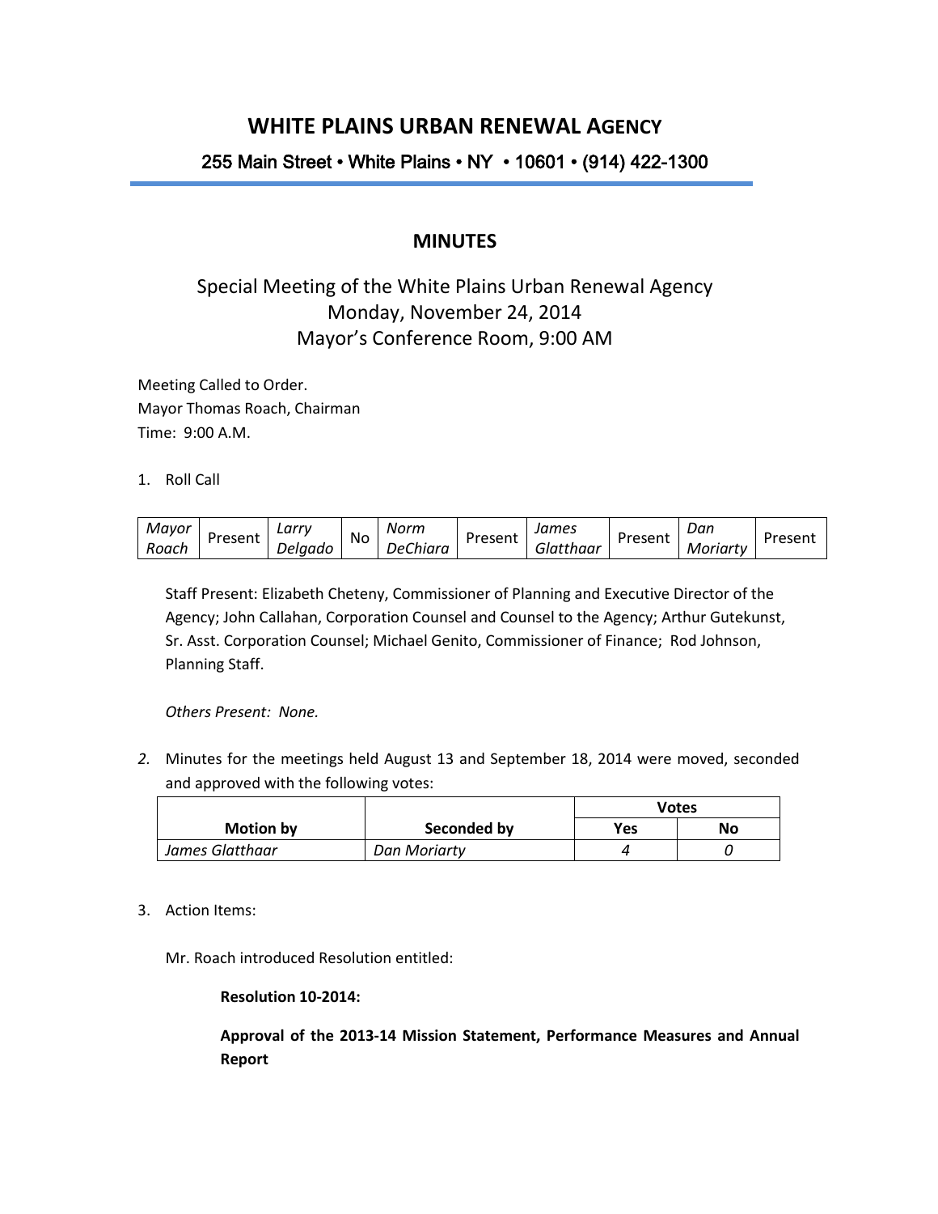# WHITE PLAINS URBAN RENEWAL AGENCY

255 Main Street • White Plains • NY • 10601 • (914) 422-1300

## MINUTES

Special Meeting of the White Plains Urban Renewal Agency
Monday, November 24, 2014
Mayor's Conference Room, 9:00 AM

Meeting Called to Order.
Mayor Thomas Roach, Chairman
Time: 9:00 A.M.

1. Roll Call

| *Mayor Roach* | Present | *Larry Delgado* | No | *Norm DeChiara* | Present | *James Glatthaar* | Present | *Dan Moriarty* | Present |
|---|---|---|---|---|---|---|---|---|---|

Staff Present: Elizabeth Cheteny, Commissioner of Planning and Executive Director of the Agency; John Callahan, Corporation Counsel and Counsel to the Agency; Arthur Gutekunst, Sr. Asst. Corporation Counsel; Michael Genito, Commissioner of Finance; Rod Johnson, Planning Staff.

*Others Present: None.*

2. Minutes for the meetings held August 13 and September 18, 2014 were moved, seconded and approved with the following votes:

| Motion by | Seconded by | Votes | |
|---|---|---|---|
| | | Yes | No |
| *James Glatthaar* | *Dan Moriarty* | *4* | *0* |

3. Action Items:

Mr. Roach introduced Resolution entitled:

**Resolution 10-2014:**

**Approval of the 2013-14 Mission Statement, Performance Measures and Annual Report**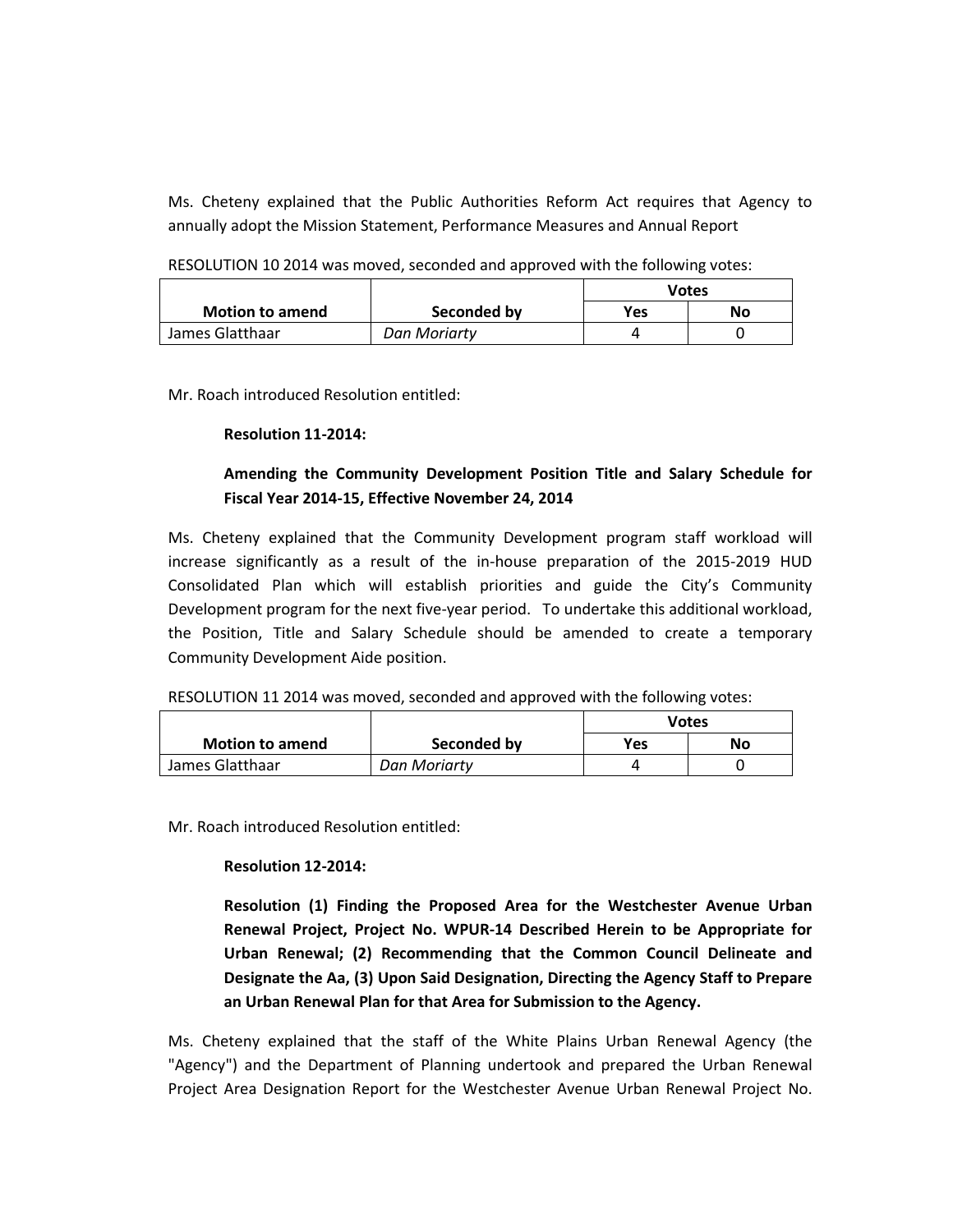Ms. Cheteny explained that the Public Authorities Reform Act requires that Agency to annually adopt the Mission Statement, Performance Measures and Annual Report

RESOLUTION 10 2014 was moved, seconded and approved with the following votes:

| Motion to amend | Seconded by | Votes | |
|---|---|---|---|
| | | Yes | No |
| James Glatthaar | *Dan Moriarty* | 4 | 0 |

Mr. Roach introduced Resolution entitled:

**Resolution 11-2014:**

**Amending the Community Development Position Title and Salary Schedule for Fiscal Year 2014-15, Effective November 24, 2014**

Ms. Cheteny explained that the Community Development program staff workload will increase significantly as a result of the in-house preparation of the 2015-2019 HUD Consolidated Plan which will establish priorities and guide the City's Community Development program for the next five-year period. To undertake this additional workload, the Position, Title and Salary Schedule should be amended to create a temporary Community Development Aide position.

RESOLUTION 11 2014 was moved, seconded and approved with the following votes:

| Motion to amend | Seconded by | Votes | |
|---|---|---|---|
| | | Yes | No |
| James Glatthaar | *Dan Moriarty* | 4 | 0 |

Mr. Roach introduced Resolution entitled:

**Resolution 12-2014:**

**Resolution (1) Finding the Proposed Area for the Westchester Avenue Urban Renewal Project, Project No. WPUR-14 Described Herein to be Appropriate for Urban Renewal; (2) Recommending that the Common Council Delineate and Designate the Aa, (3) Upon Said Designation, Directing the Agency Staff to Prepare an Urban Renewal Plan for that Area for Submission to the Agency.**

Ms. Cheteny explained that the staff of the White Plains Urban Renewal Agency (the "Agency") and the Department of Planning undertook and prepared the Urban Renewal Project Area Designation Report for the Westchester Avenue Urban Renewal Project No.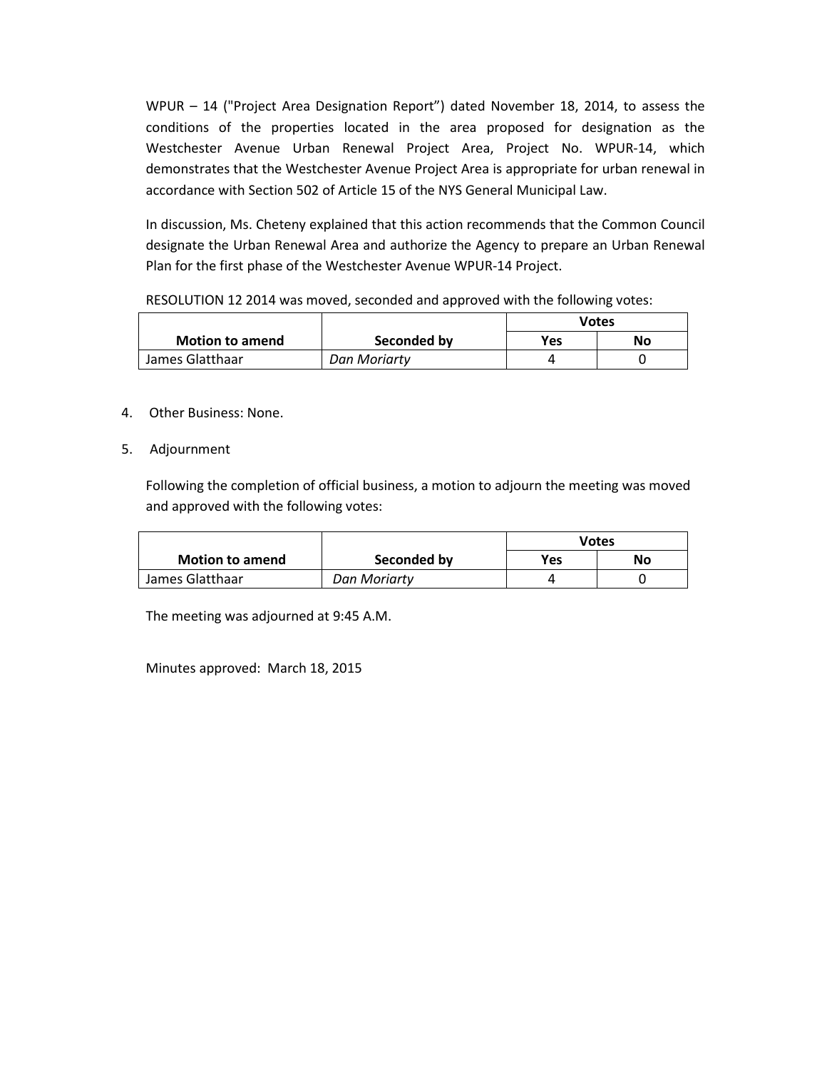WPUR – 14 ("Project Area Designation Report") dated November 18, 2014, to assess the conditions of the properties located in the area proposed for designation as the Westchester Avenue Urban Renewal Project Area, Project No. WPUR-14, which demonstrates that the Westchester Avenue Project Area is appropriate for urban renewal in accordance with Section 502 of Article 15 of the NYS General Municipal Law.

In discussion, Ms. Cheteny explained that this action recommends that the Common Council designate the Urban Renewal Area and authorize the Agency to prepare an Urban Renewal Plan for the first phase of the Westchester Avenue WPUR-14 Project.

RESOLUTION 12 2014 was moved, seconded and approved with the following votes:

| | | **Votes** | |
|---|---|---|---|
| **Motion to amend** | **Seconded by** | **Yes** | **No** |
| James Glatthaar | *Dan Moriarty* | 4 | 0 |

4. Other Business: None.

5. Adjournment

Following the completion of official business, a motion to adjourn the meeting was moved and approved with the following votes:

| | | **Votes** | |
|---|---|---|---|
| **Motion to amend** | **Seconded by** | **Yes** | **No** |
| James Glatthaar | *Dan Moriarty* | 4 | 0 |

The meeting was adjourned at 9:45 A.M.

Minutes approved: March 18, 2015